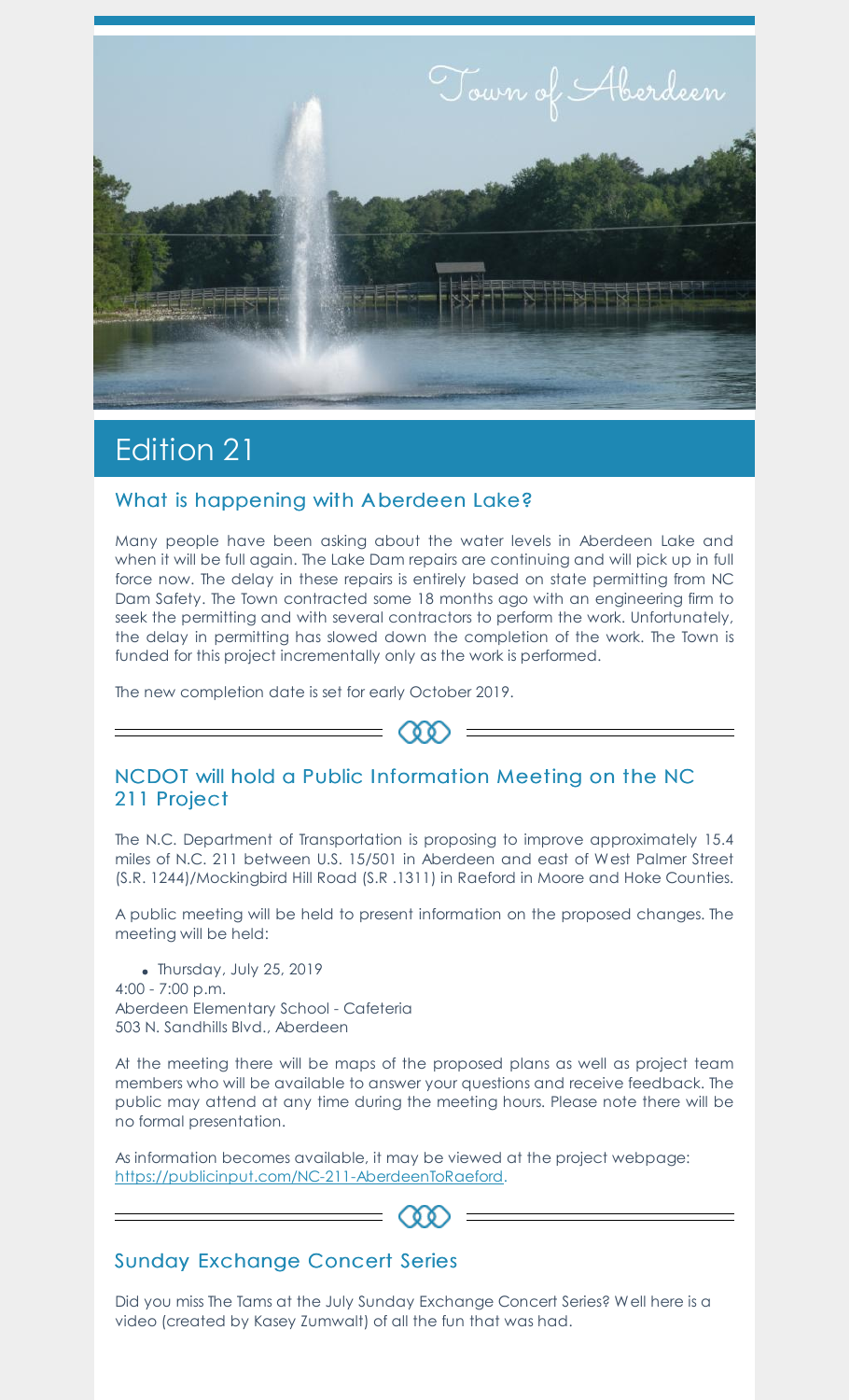Town of Aberdeen

# Edition 21

## What is happening with Aberdeen Lake?

Many people have been asking about the water levels in Aberdeen Lake and when it will be full again. The Lake Dam repairs are continuing and will pick up in full force now. The delay in these repairs is entirely based on state permitting from NC Dam Safety. The Town contracted some 18 months ago with an engineering firm to seek the permitting and with several contractors to perform the work. Unfortunately, the delay in permitting has slowed down the completion of the work. The Town is funded for this project incrementally only as the work is performed.

The new completion date is set for early October 2019.

## NCDOT will hold a Public Information Meeting on the NC 211 Project

The N.C. Department of Transportation is proposing to improve approximately 15.4 miles of N.C. 211 between U.S. 15/501 in Aberdeen and east of West Palmer Street (S.R. 1244)/Mockingbird Hill Road (S.R .1311) in Raeford in Moore and Hoke Counties.

A public meeting will be held to present information on the proposed changes. The meeting will be held:

- Thursday, July 25, 2019
4:00 - 7:00 p.m.
Aberdeen Elementary School - Cafeteria
503 N. Sandhills Blvd., Aberdeen

At the meeting there will be maps of the proposed plans as well as project team members who will be available to answer your questions and receive feedback. The public may attend at any time during the meeting hours. Please note there will be no formal presentation.

As information becomes available, it may be viewed at the project webpage: https://publicinput.com/NC-211-AberdeenToRaeford.

## Sunday Exchange Concert Series

Did you miss The Tams at the July Sunday Exchange Concert Series? Well here is a video (created by Kasey Zumwalt) of all the fun that was had.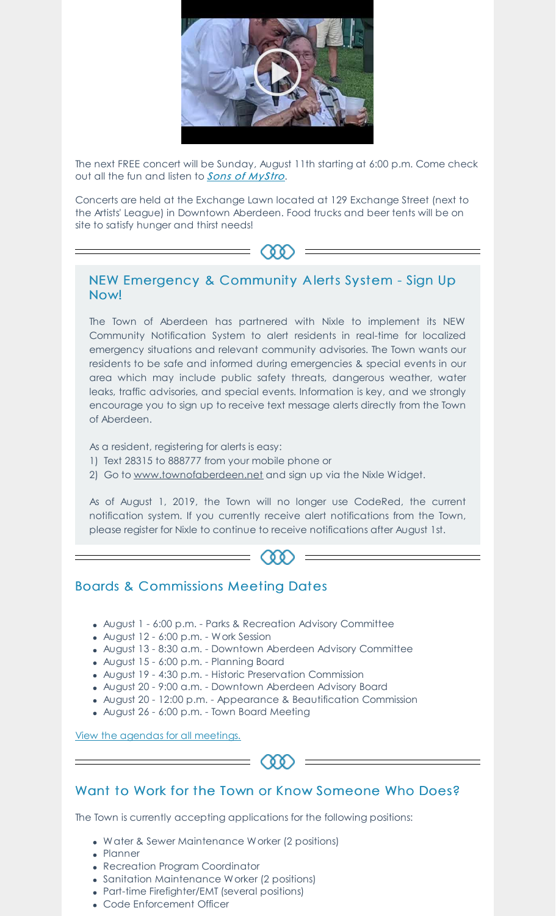The next FREE concert will be Sunday, August 11th starting at 6:00 p.m. Come check out all the fun and listen to *Sons of MyStro*.

Concerts are held at the Exchange Lawn located at 129 Exchange Street (next to the Artists' League) in Downtown Aberdeen. Food trucks and beer tents will be on site to satisfy hunger and thirst needs!

## NEW Emergency & Community Alerts System - Sign Up Now!

The Town of Aberdeen has partnered with Nixle to implement its NEW Community Notification System to alert residents in real-time for localized emergency situations and relevant community advisories. The Town wants our residents to be safe and informed during emergencies & special events in our area which may include public safety threats, dangerous weather, water leaks, traffic advisories, and special events. Information is key, and we strongly encourage you to sign up to receive text message alerts directly from the Town of Aberdeen.

As a resident, registering for alerts is easy:
1) Text 28315 to 888777 from your mobile phone or
2) Go to www.townofaberdeen.net and sign up via the Nixle Widget.

As of August 1, 2019, the Town will no longer use CodeRed, the current notification system. If you currently receive alert notifications from the Town, please register for Nixle to continue to receive notifications after August 1st.

## Boards & Commissions Meeting Dates

- August 1 - 6:00 p.m. - Parks & Recreation Advisory Committee
- August 12 - 6:00 p.m. - Work Session
- August 13 - 8:30 a.m. - Downtown Aberdeen Advisory Committee
- August 15 - 6:00 p.m. - Planning Board
- August 19 - 4:30 p.m. - Historic Preservation Commission
- August 20 - 9:00 a.m. - Downtown Aberdeen Advisory Board
- August 20 - 12:00 p.m. - Appearance & Beautification Commission
- August 26 - 6:00 p.m. - Town Board Meeting

View the agendas for all meetings.

## Want to Work for the Town or Know Someone Who Does?

The Town is currently accepting applications for the following positions:

- Water & Sewer Maintenance Worker (2 positions)
- Planner
- Recreation Program Coordinator
- Sanitation Maintenance Worker (2 positions)
- Part-time Firefighter/EMT (several positions)
- Code Enforcement Officer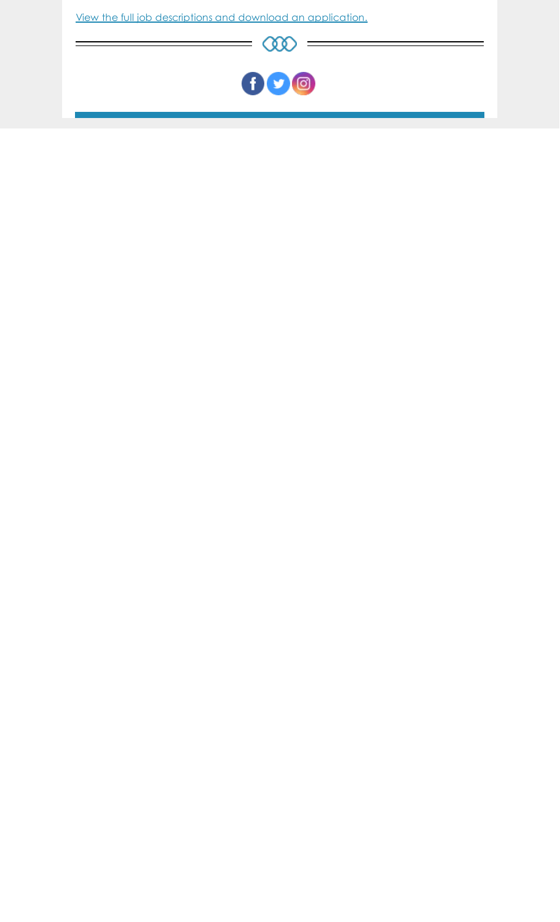View the full job descriptions and download an application.